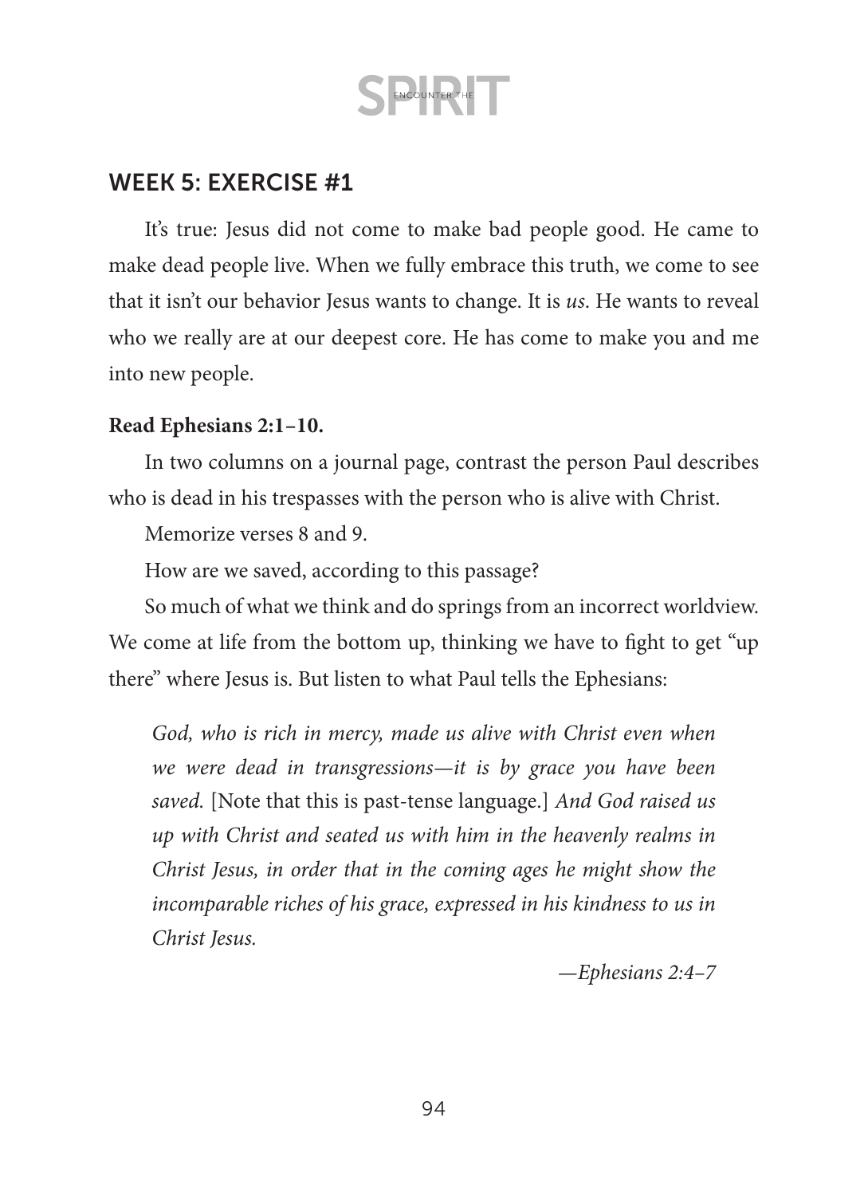## WEEK 5: EXERCISE #1

It's true: Jesus did not come to make bad people good. He came to make dead people live. When we fully embrace this truth, we come to see that it isn't our behavior Jesus wants to change. It is *us*. He wants to reveal who we really are at our deepest core. He has come to make you and me into new people.

**Read Ephesians 2:1–10.**

In two columns on a journal page, contrast the person Paul describes who is dead in his trespasses with the person who is alive with Christ.

Memorize verses 8 and 9.

How are we saved, according to this passage?

So much of what we think and do springs from an incorrect worldview. We come at life from the bottom up, thinking we have to fight to get "up there" where Jesus is. But listen to what Paul tells the Ephesians:

> *God, who is rich in mercy, made us alive with Christ even when we were dead in transgressions—it is by grace you have been saved.* [Note that this is past-tense language.] *And God raised us up with Christ and seated us with him in the heavenly realms in Christ Jesus, in order that in the coming ages he might show the incomparable riches of his grace, expressed in his kindness to us in Christ Jesus.*
>
> *—Ephesians 2:4–7*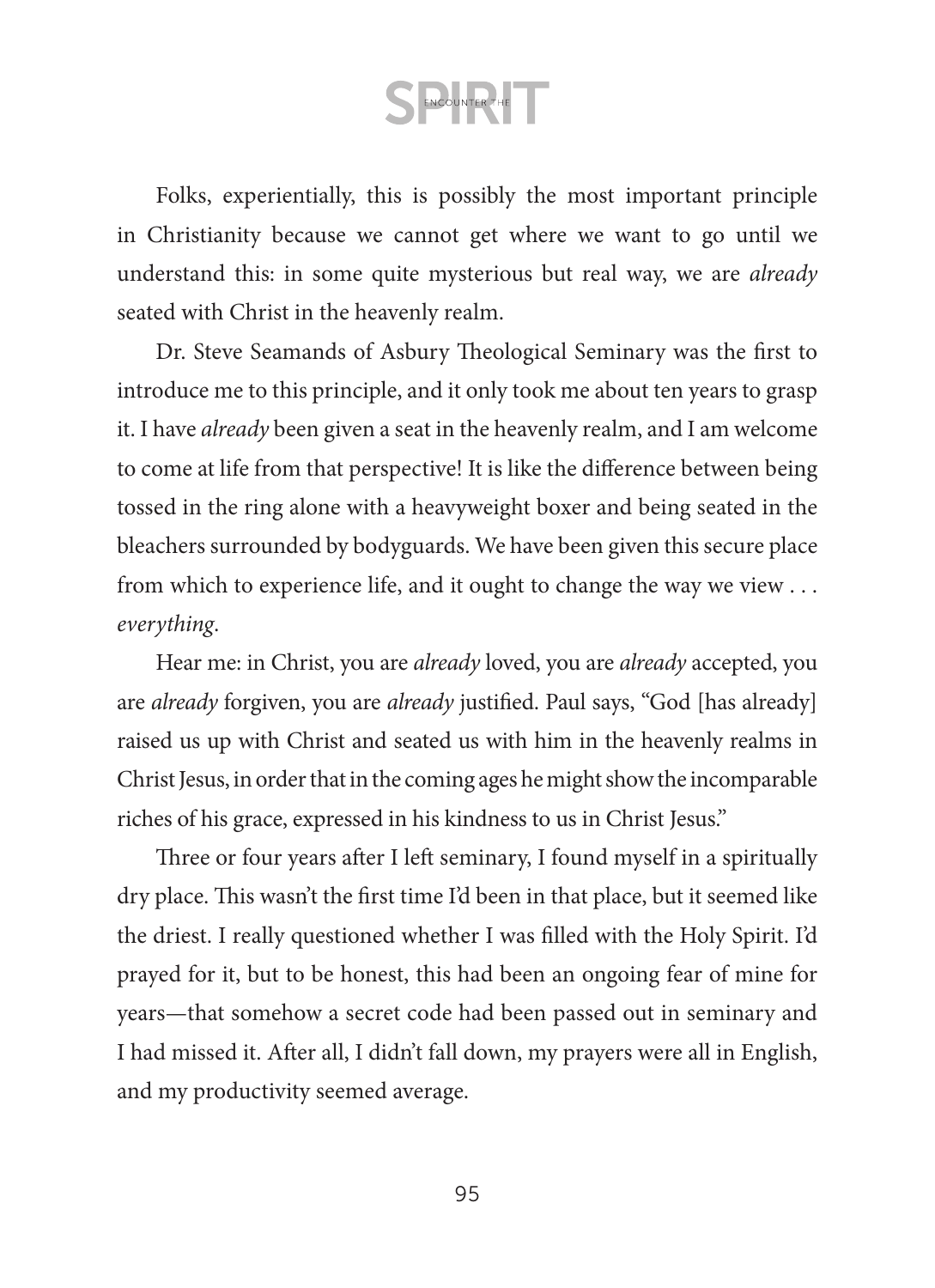Folks, experientially, this is possibly the most important principle in Christianity because we cannot get where we want to go until we understand this: in some quite mysterious but real way, we are *already* seated with Christ in the heavenly realm.

Dr. Steve Seamands of Asbury Theological Seminary was the first to introduce me to this principle, and it only took me about ten years to grasp it. I have *already* been given a seat in the heavenly realm, and I am welcome to come at life from that perspective! It is like the difference between being tossed in the ring alone with a heavyweight boxer and being seated in the bleachers surrounded by bodyguards. We have been given this secure place from which to experience life, and it ought to change the way we view . . . *everything*.

Hear me: in Christ, you are *already* loved, you are *already* accepted, you are *already* forgiven, you are *already* justified. Paul says, "God [has already] raised us up with Christ and seated us with him in the heavenly realms in Christ Jesus, in order that in the coming ages he might show the incomparable riches of his grace, expressed in his kindness to us in Christ Jesus."

Three or four years after I left seminary, I found myself in a spiritually dry place. This wasn't the first time I'd been in that place, but it seemed like the driest. I really questioned whether I was filled with the Holy Spirit. I'd prayed for it, but to be honest, this had been an ongoing fear of mine for years—that somehow a secret code had been passed out in seminary and I had missed it. After all, I didn't fall down, my prayers were all in English, and my productivity seemed average.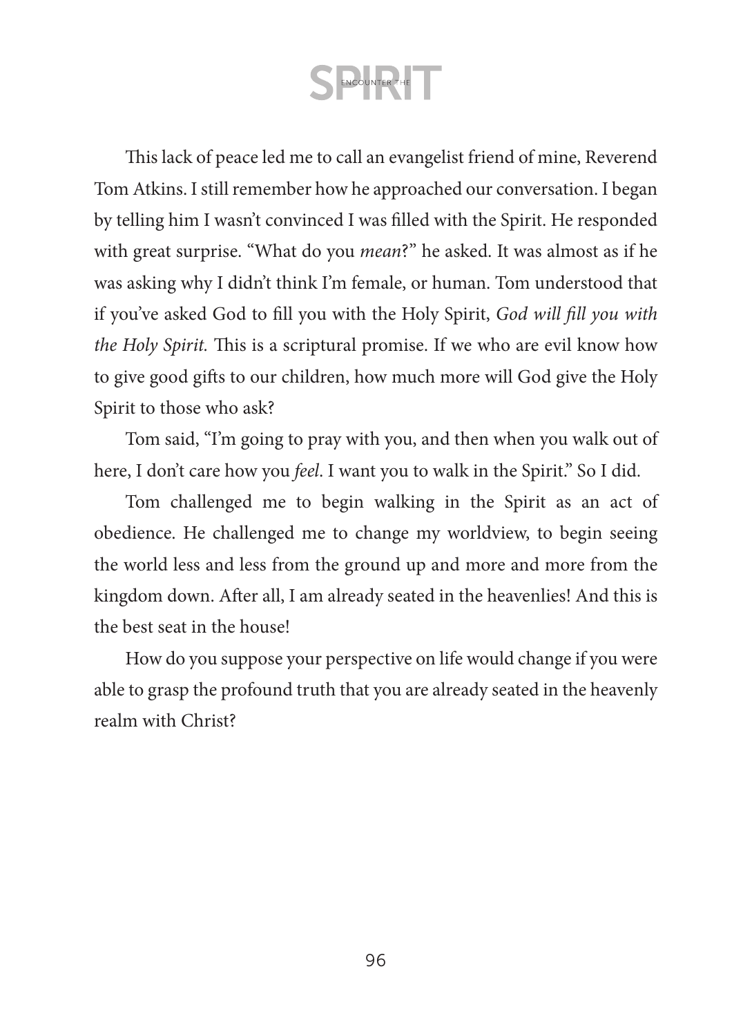This lack of peace led me to call an evangelist friend of mine, Reverend Tom Atkins. I still remember how he approached our conversation. I began by telling him I wasn't convinced I was filled with the Spirit. He responded with great surprise. "What do you *mean*?" he asked. It was almost as if he was asking why I didn't think I'm female, or human. Tom understood that if you've asked God to fill you with the Holy Spirit, *God will fill you with the Holy Spirit.* This is a scriptural promise. If we who are evil know how to give good gifts to our children, how much more will God give the Holy Spirit to those who ask?

Tom said, "I'm going to pray with you, and then when you walk out of here, I don't care how you *feel*. I want you to walk in the Spirit." So I did.

Tom challenged me to begin walking in the Spirit as an act of obedience. He challenged me to change my worldview, to begin seeing the world less and less from the ground up and more and more from the kingdom down. After all, I am already seated in the heavenlies! And this is the best seat in the house!

How do you suppose your perspective on life would change if you were able to grasp the profound truth that you are already seated in the heavenly realm with Christ?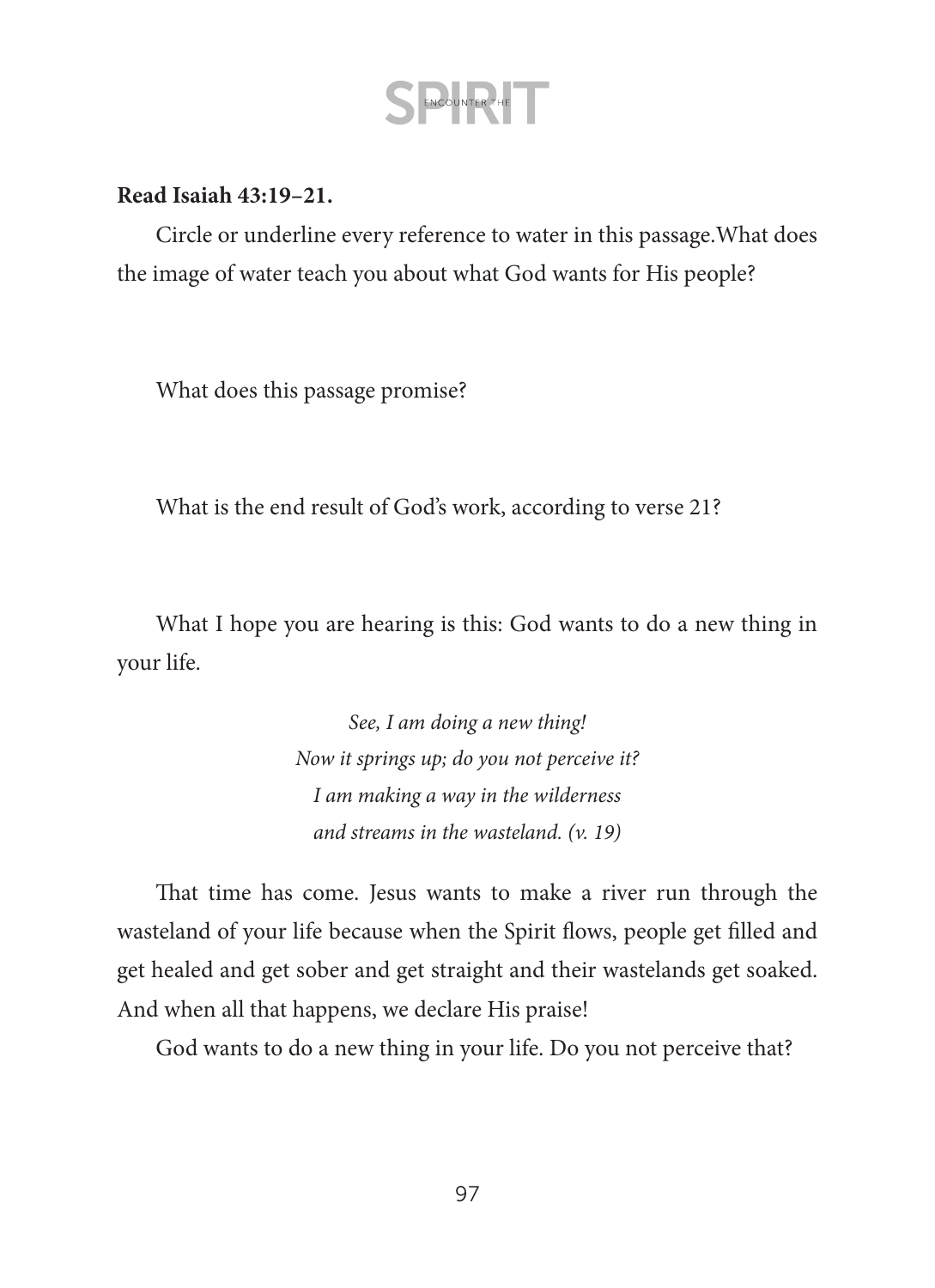**Read Isaiah 43:19–21.**

Circle or underline every reference to water in this passage. What does the image of water teach you about what God wants for His people?

What does this passage promise?

What is the end result of God's work, according to verse 21?

What I hope you are hearing is this: God wants to do a new thing in your life.

> *See, I am doing a new thing!*
> *Now it springs up; do you not perceive it?*
> *I am making a way in the wilderness*
> *and streams in the wasteland. (v. 19)*

That time has come. Jesus wants to make a river run through the wasteland of your life because when the Spirit flows, people get filled and get healed and get sober and get straight and their wastelands get soaked. And when all that happens, we declare His praise!

God wants to do a new thing in your life. Do you not perceive that?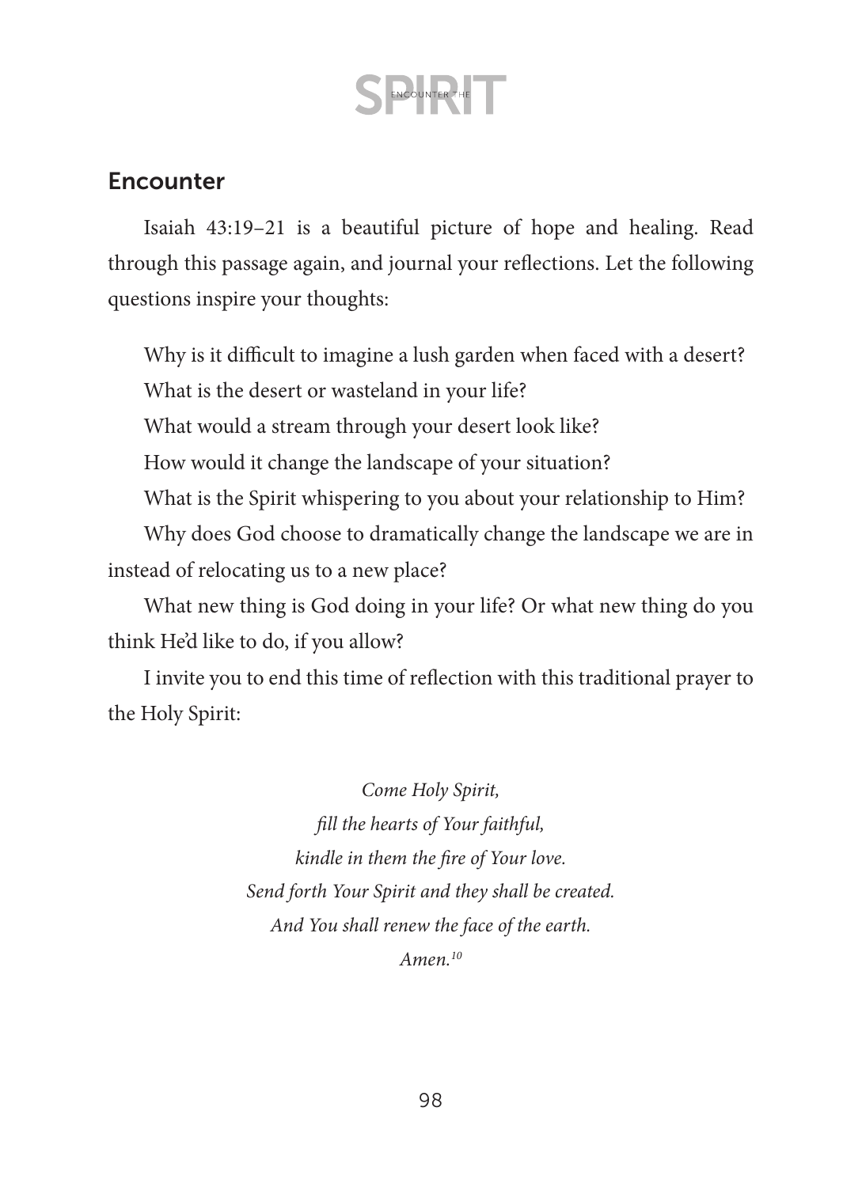## Encounter

Isaiah 43:19–21 is a beautiful picture of hope and healing. Read through this passage again, and journal your reflections. Let the following questions inspire your thoughts:

Why is it difficult to imagine a lush garden when faced with a desert?

What is the desert or wasteland in your life?

What would a stream through your desert look like?

How would it change the landscape of your situation?

What is the Spirit whispering to you about your relationship to Him?

Why does God choose to dramatically change the landscape we are in instead of relocating us to a new place?

What new thing is God doing in your life? Or what new thing do you think He'd like to do, if you allow?

I invite you to end this time of reflection with this traditional prayer to the Holy Spirit:

*Come Holy Spirit,*
*fill the hearts of Your faithful,*
*kindle in them the fire of Your love.*
*Send forth Your Spirit and they shall be created.*
*And You shall renew the face of the earth.*
*Amen.*[10]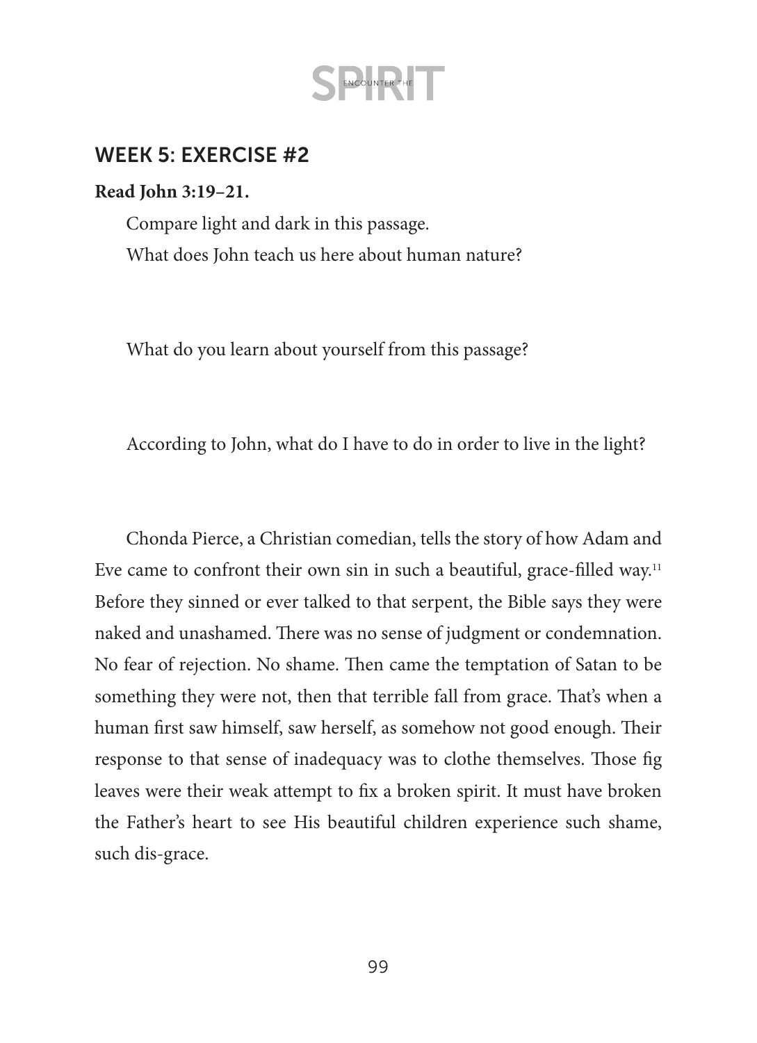## WEEK 5: EXERCISE #2

**Read John 3:19–21.**

Compare light and dark in this passage.

What does John teach us here about human nature?

What do you learn about yourself from this passage?

According to John, what do I have to do in order to live in the light?

Chonda Pierce, a Christian comedian, tells the story of how Adam and Eve came to confront their own sin in such a beautiful, grace-filled way.[11] Before they sinned or ever talked to that serpent, the Bible says they were naked and unashamed. There was no sense of judgment or condemnation. No fear of rejection. No shame. Then came the temptation of Satan to be something they were not, then that terrible fall from grace. That's when a human first saw himself, saw herself, as somehow not good enough. Their response to that sense of inadequacy was to clothe themselves. Those fig leaves were their weak attempt to fix a broken spirit. It must have broken the Father's heart to see His beautiful children experience such shame, such dis-grace.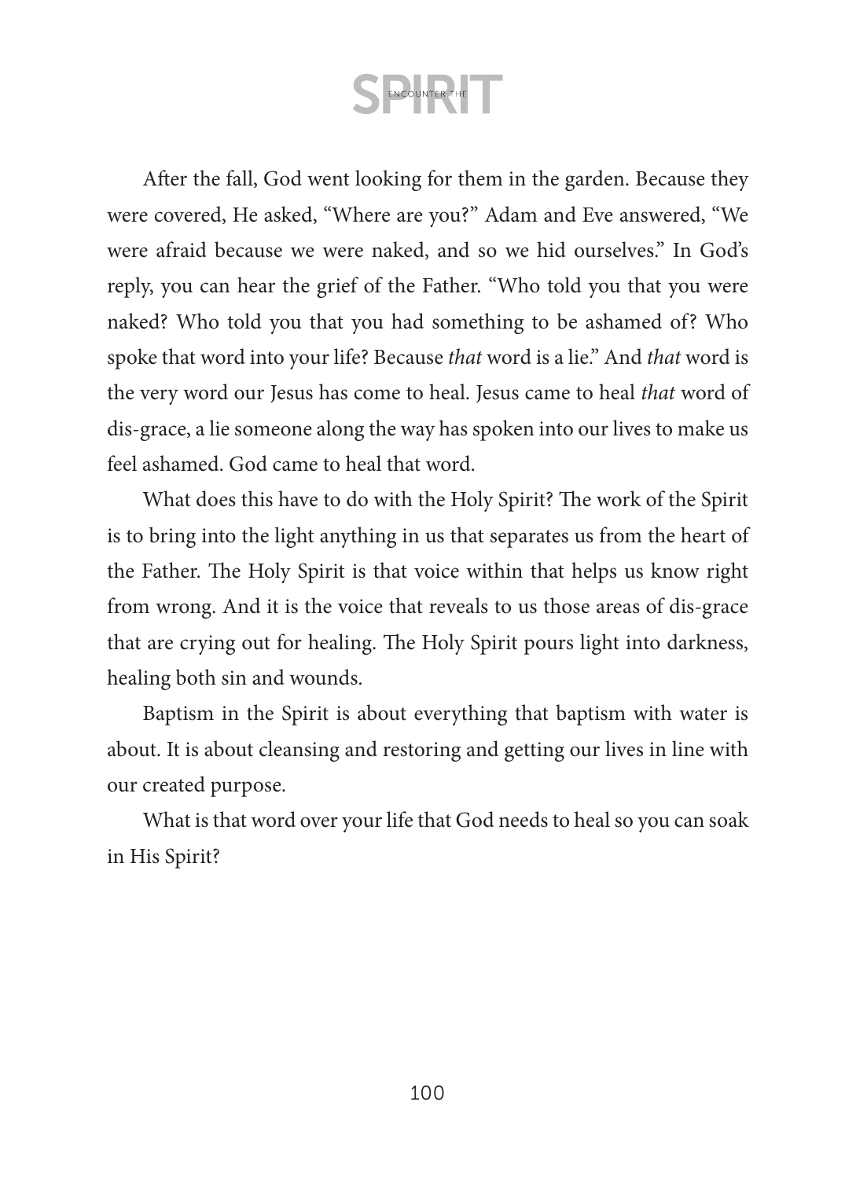After the fall, God went looking for them in the garden. Because they were covered, He asked, "Where are you?" Adam and Eve answered, "We were afraid because we were naked, and so we hid ourselves." In God's reply, you can hear the grief of the Father. "Who told you that you were naked? Who told you that you had something to be ashamed of? Who spoke that word into your life? Because *that* word is a lie." And *that* word is the very word our Jesus has come to heal. Jesus came to heal *that* word of dis-grace, a lie someone along the way has spoken into our lives to make us feel ashamed. God came to heal that word.

What does this have to do with the Holy Spirit? The work of the Spirit is to bring into the light anything in us that separates us from the heart of the Father. The Holy Spirit is that voice within that helps us know right from wrong. And it is the voice that reveals to us those areas of dis-grace that are crying out for healing. The Holy Spirit pours light into darkness, healing both sin and wounds.

Baptism in the Spirit is about everything that baptism with water is about. It is about cleansing and restoring and getting our lives in line with our created purpose.

What is that word over your life that God needs to heal so you can soak in His Spirit?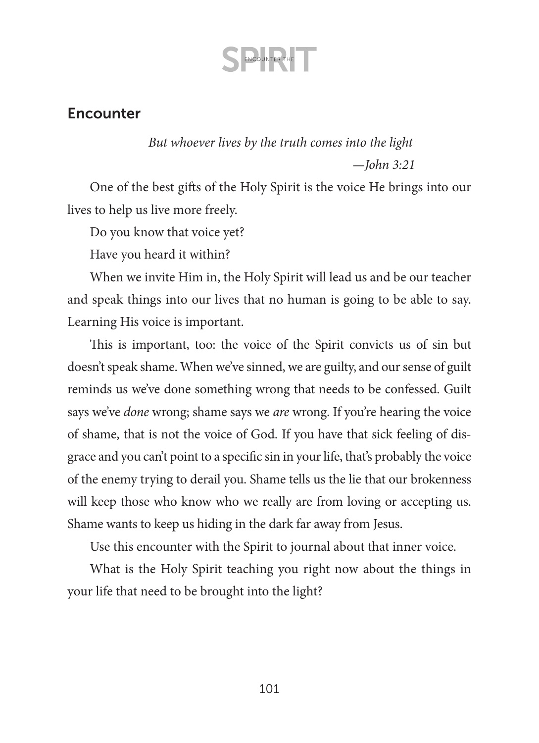## Encounter

*But whoever lives by the truth comes into the light*
*—John 3:21*

One of the best gifts of the Holy Spirit is the voice He brings into our lives to help us live more freely.

Do you know that voice yet?

Have you heard it within?

When we invite Him in, the Holy Spirit will lead us and be our teacher and speak things into our lives that no human is going to be able to say. Learning His voice is important.

This is important, too: the voice of the Spirit convicts us of sin but doesn't speak shame. When we've sinned, we are guilty, and our sense of guilt reminds us we've done something wrong that needs to be confessed. Guilt says we've *done* wrong; shame says we *are* wrong. If you're hearing the voice of shame, that is not the voice of God. If you have that sick feeling of disgrace and you can't point to a specific sin in your life, that's probably the voice of the enemy trying to derail you. Shame tells us the lie that our brokenness will keep those who know who we really are from loving or accepting us. Shame wants to keep us hiding in the dark far away from Jesus.

Use this encounter with the Spirit to journal about that inner voice.

What is the Holy Spirit teaching you right now about the things in your life that need to be brought into the light?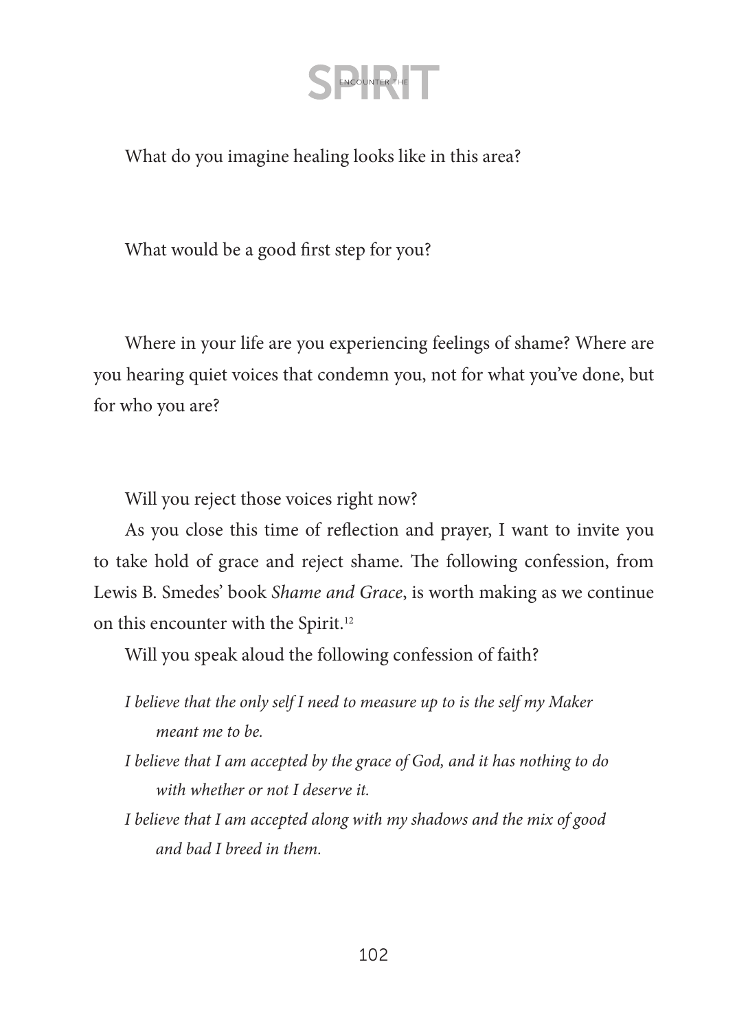What do you imagine healing looks like in this area?

What would be a good first step for you?

Where in your life are you experiencing feelings of shame? Where are you hearing quiet voices that condemn you, not for what you've done, but for who you are?

Will you reject those voices right now?

As you close this time of reflection and prayer, I want to invite you to take hold of grace and reject shame. The following confession, from Lewis B. Smedes' book *Shame and Grace*, is worth making as we continue on this encounter with the Spirit.[12]

Will you speak aloud the following confession of faith?

*I believe that the only self I need to measure up to is the self my Maker meant me to be.*

*I believe that I am accepted by the grace of God, and it has nothing to do with whether or not I deserve it.*

*I believe that I am accepted along with my shadows and the mix of good and bad I breed in them.*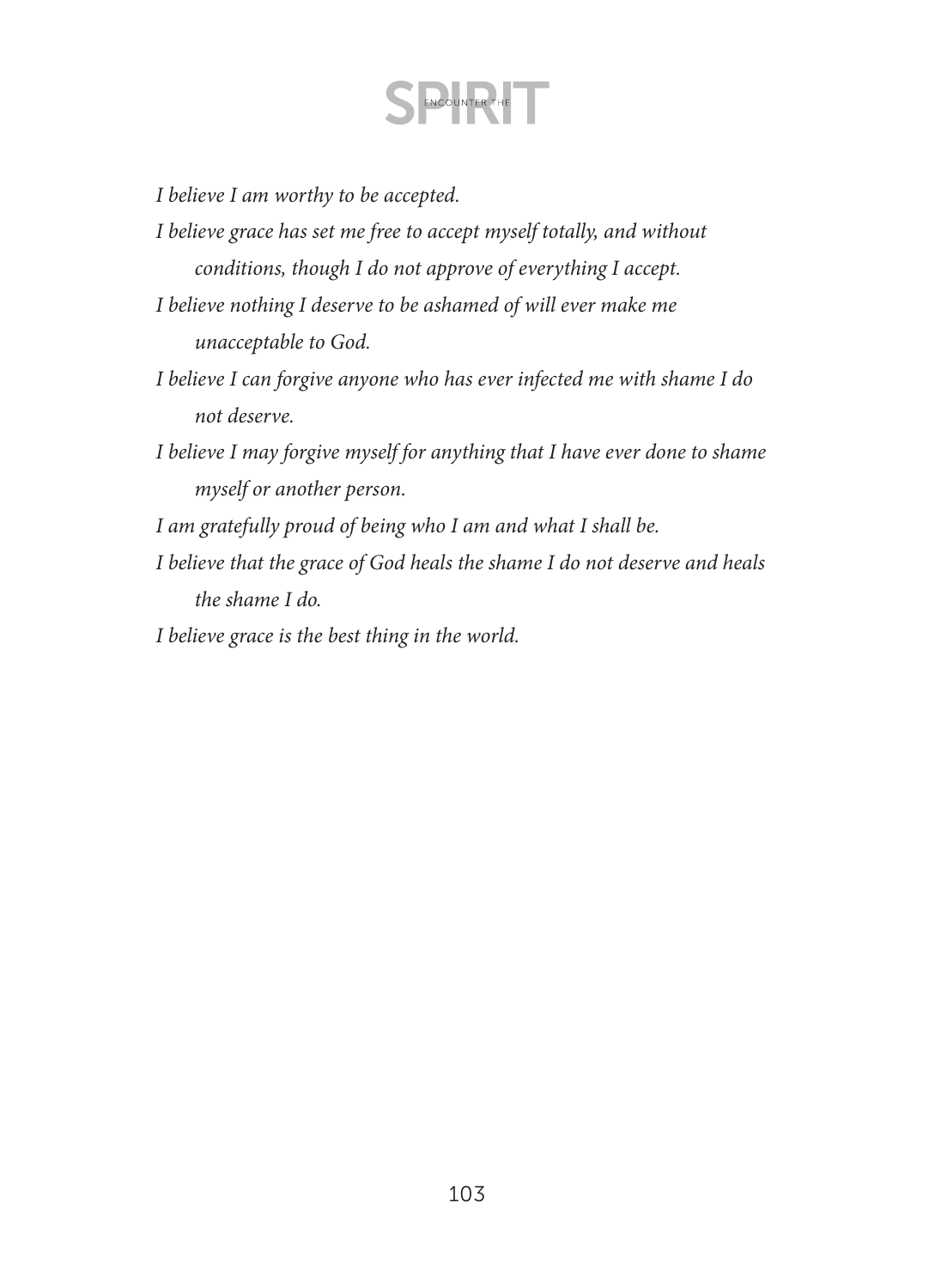*I believe I am worthy to be accepted.*

*I believe grace has set me free to accept myself totally, and without conditions, though I do not approve of everything I accept.*

*I believe nothing I deserve to be ashamed of will ever make me unacceptable to God.*

*I believe I can forgive anyone who has ever infected me with shame I do not deserve.*

*I believe I may forgive myself for anything that I have ever done to shame myself or another person.*

*I am gratefully proud of being who I am and what I shall be.*

*I believe that the grace of God heals the shame I do not deserve and heals the shame I do.*

*I believe grace is the best thing in the world.*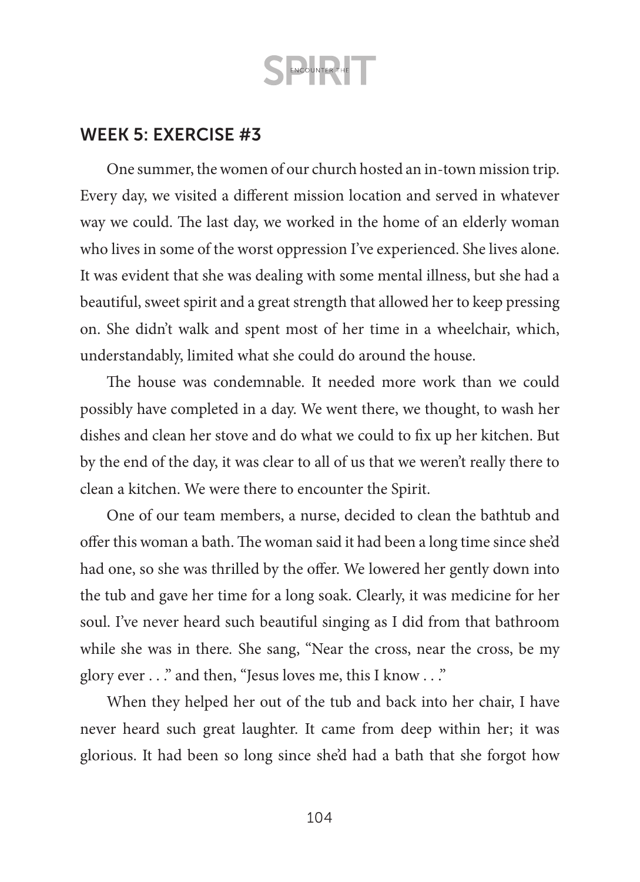## WEEK 5: EXERCISE #3

One summer, the women of our church hosted an in-town mission trip. Every day, we visited a different mission location and served in whatever way we could. The last day, we worked in the home of an elderly woman who lives in some of the worst oppression I've experienced. She lives alone. It was evident that she was dealing with some mental illness, but she had a beautiful, sweet spirit and a great strength that allowed her to keep pressing on. She didn't walk and spent most of her time in a wheelchair, which, understandably, limited what she could do around the house.

The house was condemnable. It needed more work than we could possibly have completed in a day. We went there, we thought, to wash her dishes and clean her stove and do what we could to fix up her kitchen. But by the end of the day, it was clear to all of us that we weren't really there to clean a kitchen. We were there to encounter the Spirit.

One of our team members, a nurse, decided to clean the bathtub and offer this woman a bath. The woman said it had been a long time since she'd had one, so she was thrilled by the offer. We lowered her gently down into the tub and gave her time for a long soak. Clearly, it was medicine for her soul. I've never heard such beautiful singing as I did from that bathroom while she was in there. She sang, "Near the cross, near the cross, be my glory ever . . ." and then, "Jesus loves me, this I know . . ."

When they helped her out of the tub and back into her chair, I have never heard such great laughter. It came from deep within her; it was glorious. It had been so long since she'd had a bath that she forgot how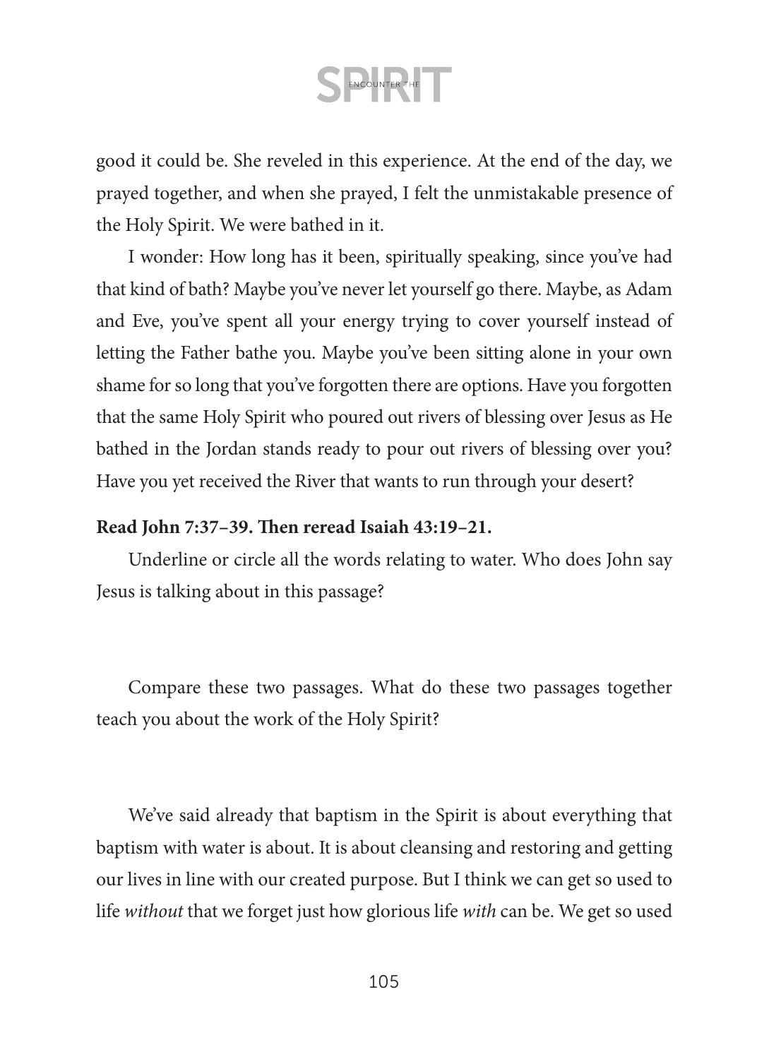good it could be. She reveled in this experience. At the end of the day, we prayed together, and when she prayed, I felt the unmistakable presence of the Holy Spirit. We were bathed in it.

I wonder: How long has it been, spiritually speaking, since you've had that kind of bath? Maybe you've never let yourself go there. Maybe, as Adam and Eve, you've spent all your energy trying to cover yourself instead of letting the Father bathe you. Maybe you've been sitting alone in your own shame for so long that you've forgotten there are options. Have you forgotten that the same Holy Spirit who poured out rivers of blessing over Jesus as He bathed in the Jordan stands ready to pour out rivers of blessing over you? Have you yet received the River that wants to run through your desert?

**Read John 7:37–39. Then reread Isaiah 43:19–21.**

Underline or circle all the words relating to water. Who does John say Jesus is talking about in this passage?

Compare these two passages. What do these two passages together teach you about the work of the Holy Spirit?

We've said already that baptism in the Spirit is about everything that baptism with water is about. It is about cleansing and restoring and getting our lives in line with our created purpose. But I think we can get so used to life *without* that we forget just how glorious life *with* can be. We get so used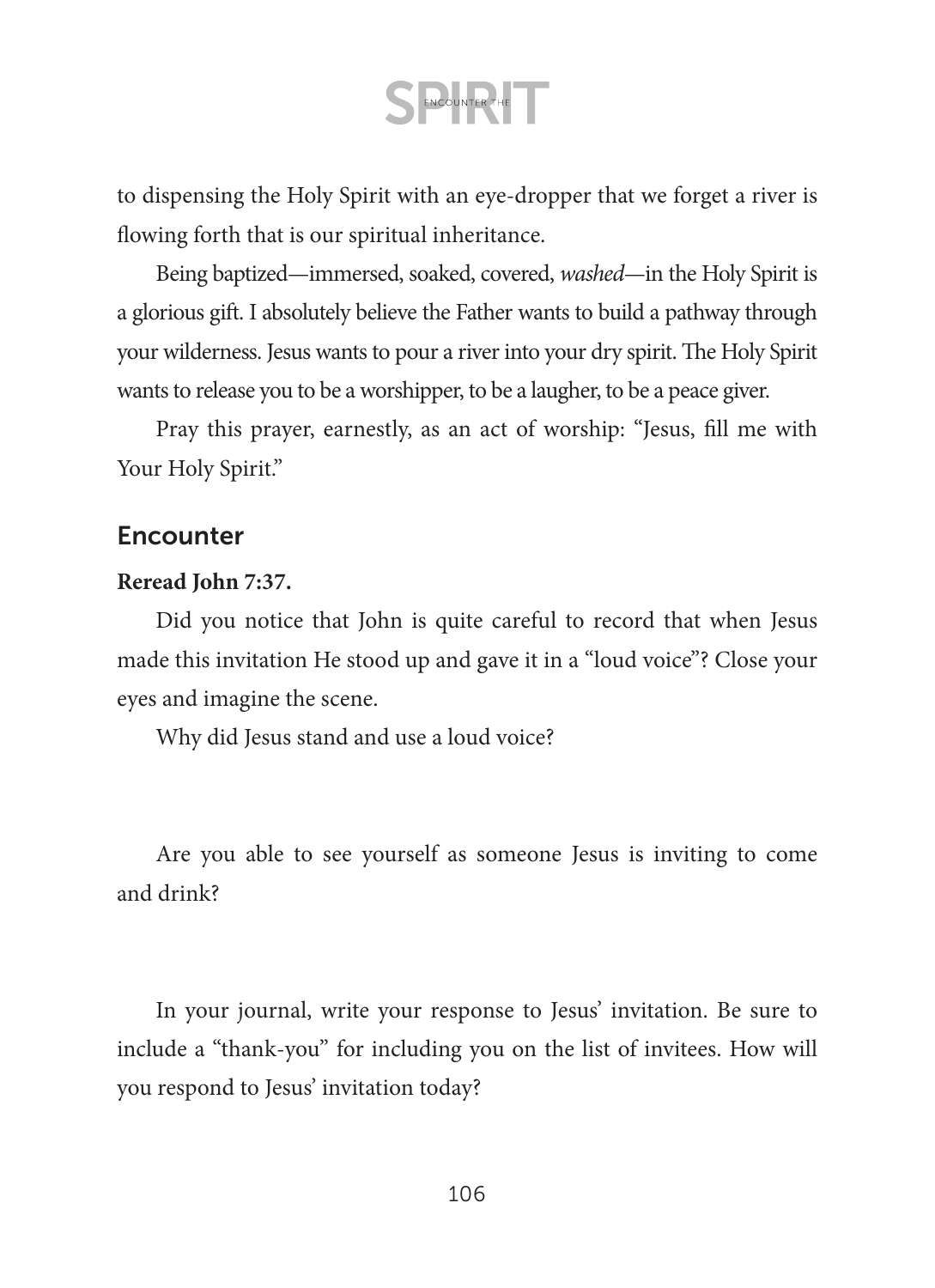to dispensing the Holy Spirit with an eye-dropper that we forget a river is flowing forth that is our spiritual inheritance.

Being baptized—immersed, soaked, covered, *washed*—in the Holy Spirit is a glorious gift. I absolutely believe the Father wants to build a pathway through your wilderness. Jesus wants to pour a river into your dry spirit. The Holy Spirit wants to release you to be a worshipper, to be a laugher, to be a peace giver.

Pray this prayer, earnestly, as an act of worship: "Jesus, fill me with Your Holy Spirit."

## Encounter

**Reread John 7:37.**

Did you notice that John is quite careful to record that when Jesus made this invitation He stood up and gave it in a "loud voice"? Close your eyes and imagine the scene.

Why did Jesus stand and use a loud voice?

Are you able to see yourself as someone Jesus is inviting to come and drink?

In your journal, write your response to Jesus' invitation. Be sure to include a "thank-you" for including you on the list of invitees. How will you respond to Jesus' invitation today?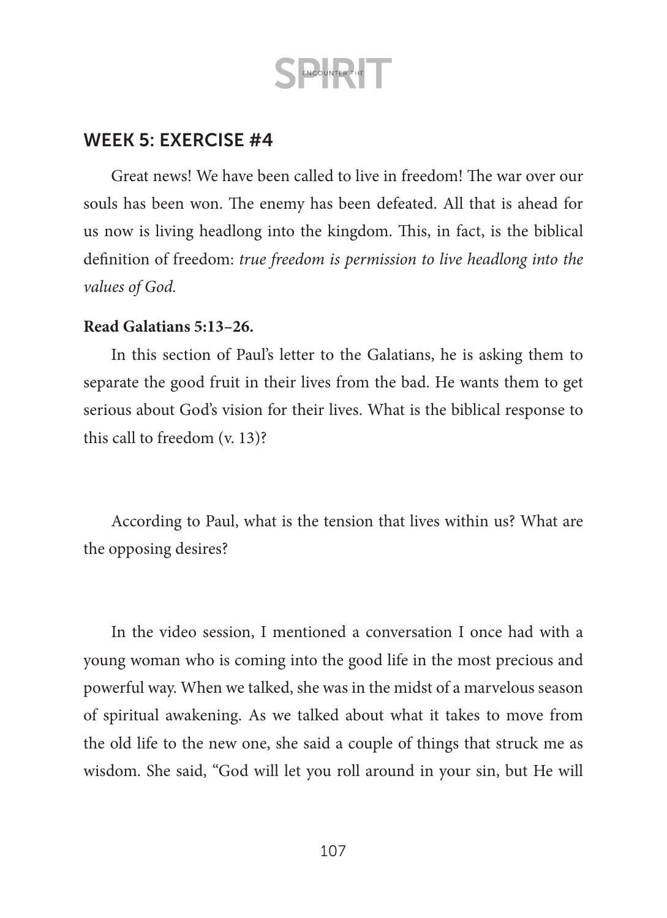## WEEK 5: EXERCISE #4

Great news! We have been called to live in freedom! The war over our souls has been won. The enemy has been defeated. All that is ahead for us now is living headlong into the kingdom. This, in fact, is the biblical definition of freedom: *true freedom is permission to live headlong into the values of God.*

**Read Galatians 5:13–26.**

In this section of Paul's letter to the Galatians, he is asking them to separate the good fruit in their lives from the bad. He wants them to get serious about God's vision for their lives. What is the biblical response to this call to freedom (v. 13)?

According to Paul, what is the tension that lives within us? What are the opposing desires?

In the video session, I mentioned a conversation I once had with a young woman who is coming into the good life in the most precious and powerful way. When we talked, she was in the midst of a marvelous season of spiritual awakening. As we talked about what it takes to move from the old life to the new one, she said a couple of things that struck me as wisdom. She said, "God will let you roll around in your sin, but He will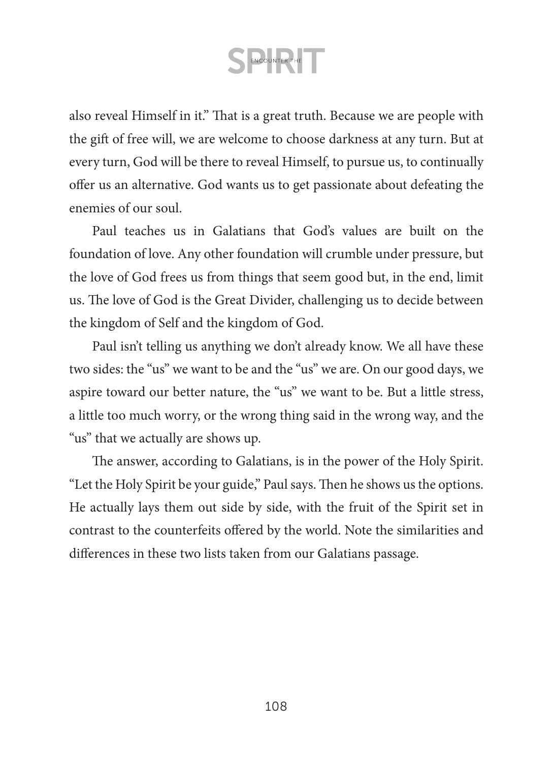also reveal Himself in it." That is a great truth. Because we are people with the gift of free will, we are welcome to choose darkness at any turn. But at every turn, God will be there to reveal Himself, to pursue us, to continually offer us an alternative. God wants us to get passionate about defeating the enemies of our soul.

Paul teaches us in Galatians that God's values are built on the foundation of love. Any other foundation will crumble under pressure, but the love of God frees us from things that seem good but, in the end, limit us. The love of God is the Great Divider, challenging us to decide between the kingdom of Self and the kingdom of God.

Paul isn't telling us anything we don't already know. We all have these two sides: the "us" we want to be and the "us" we are. On our good days, we aspire toward our better nature, the "us" we want to be. But a little stress, a little too much worry, or the wrong thing said in the wrong way, and the "us" that we actually are shows up.

The answer, according to Galatians, is in the power of the Holy Spirit. "Let the Holy Spirit be your guide," Paul says. Then he shows us the options. He actually lays them out side by side, with the fruit of the Spirit set in contrast to the counterfeits offered by the world. Note the similarities and differences in these two lists taken from our Galatians passage.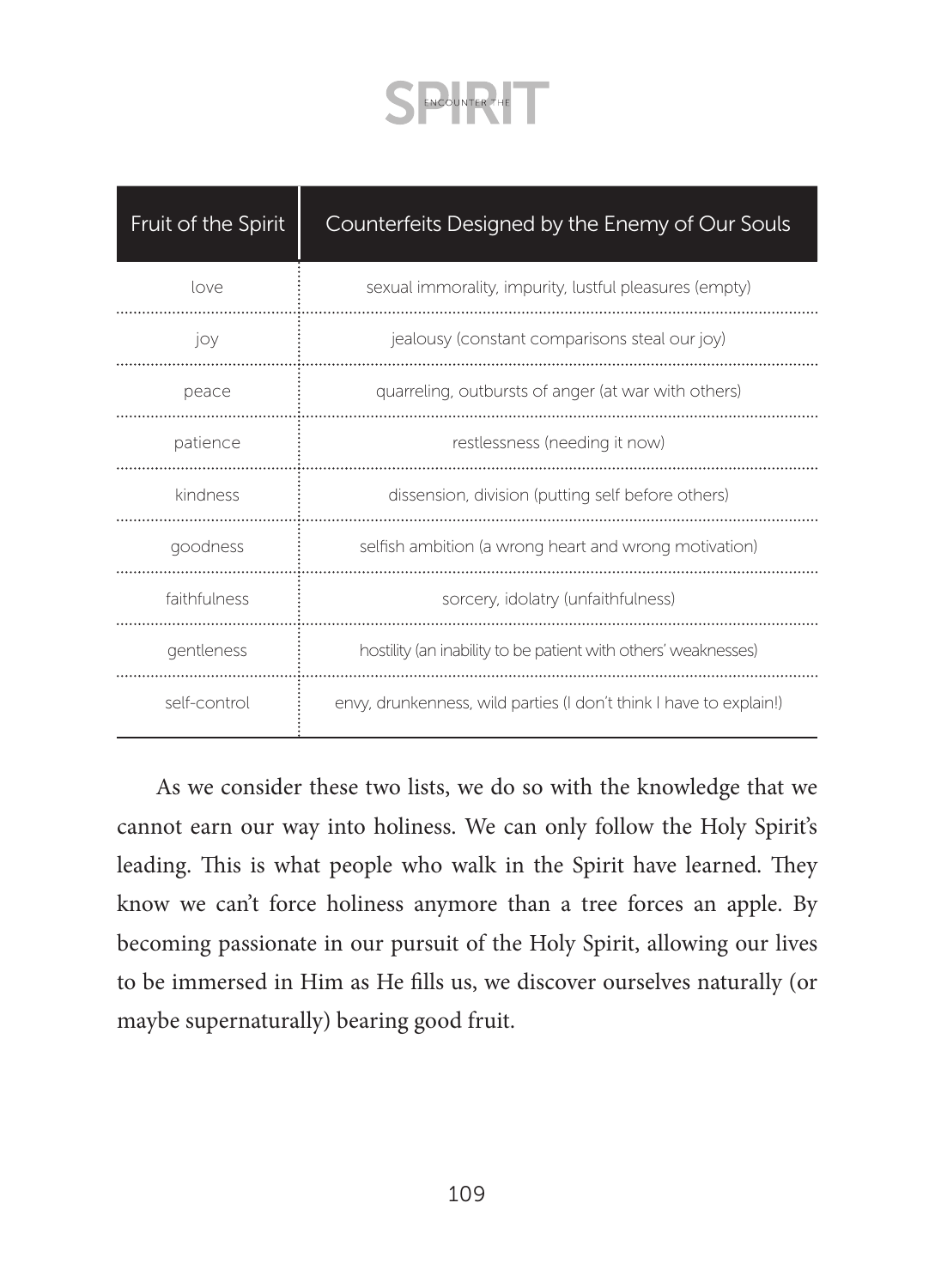| Fruit of the Spirit | Counterfeits Designed by the Enemy of Our Souls |
| --- | --- |
| love | sexual immorality, impurity, lustful pleasures (empty) |
| joy | jealousy (constant comparisons steal our joy) |
| peace | quarreling, outbursts of anger (at war with others) |
| patience | restlessness (needing it now) |
| kindness | dissension, division (putting self before others) |
| goodness | selfish ambition (a wrong heart and wrong motivation) |
| faithfulness | sorcery, idolatry (unfaithfulness) |
| gentleness | hostility (an inability to be patient with others' weaknesses) |
| self-control | envy, drunkenness, wild parties (I don't think I have to explain!) |

As we consider these two lists, we do so with the knowledge that we cannot earn our way into holiness. We can only follow the Holy Spirit's leading. This is what people who walk in the Spirit have learned. They know we can't force holiness anymore than a tree forces an apple. By becoming passionate in our pursuit of the Holy Spirit, allowing our lives to be immersed in Him as He fills us, we discover ourselves naturally (or maybe supernaturally) bearing good fruit.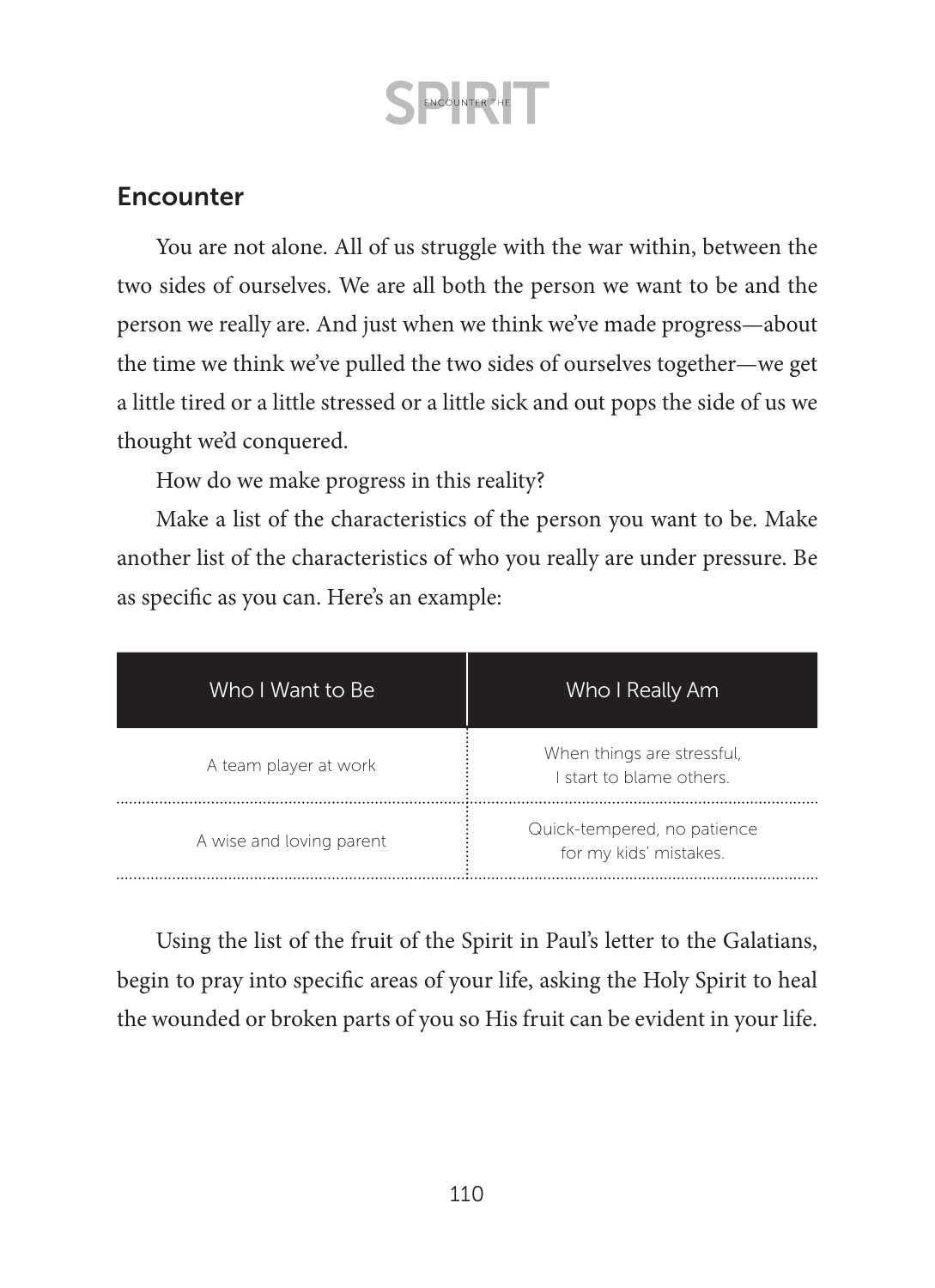## Encounter

You are not alone. All of us struggle with the war within, between the two sides of ourselves. We are all both the person we want to be and the person we really are. And just when we think we've made progress—about the time we think we've pulled the two sides of ourselves together—we get a little tired or a little stressed or a little sick and out pops the side of us we thought we'd conquered.

How do we make progress in this reality?

Make a list of the characteristics of the person you want to be. Make another list of the characteristics of who you really are under pressure. Be as specific as you can. Here's an example:

| Who I Want to Be | Who I Really Am |
|---|---|
| A team player at work | When things are stressful, I start to blame others. |
| A wise and loving parent | Quick-tempered, no patience for my kids' mistakes. |

Using the list of the fruit of the Spirit in Paul's letter to the Galatians, begin to pray into specific areas of your life, asking the Holy Spirit to heal the wounded or broken parts of you so His fruit can be evident in your life.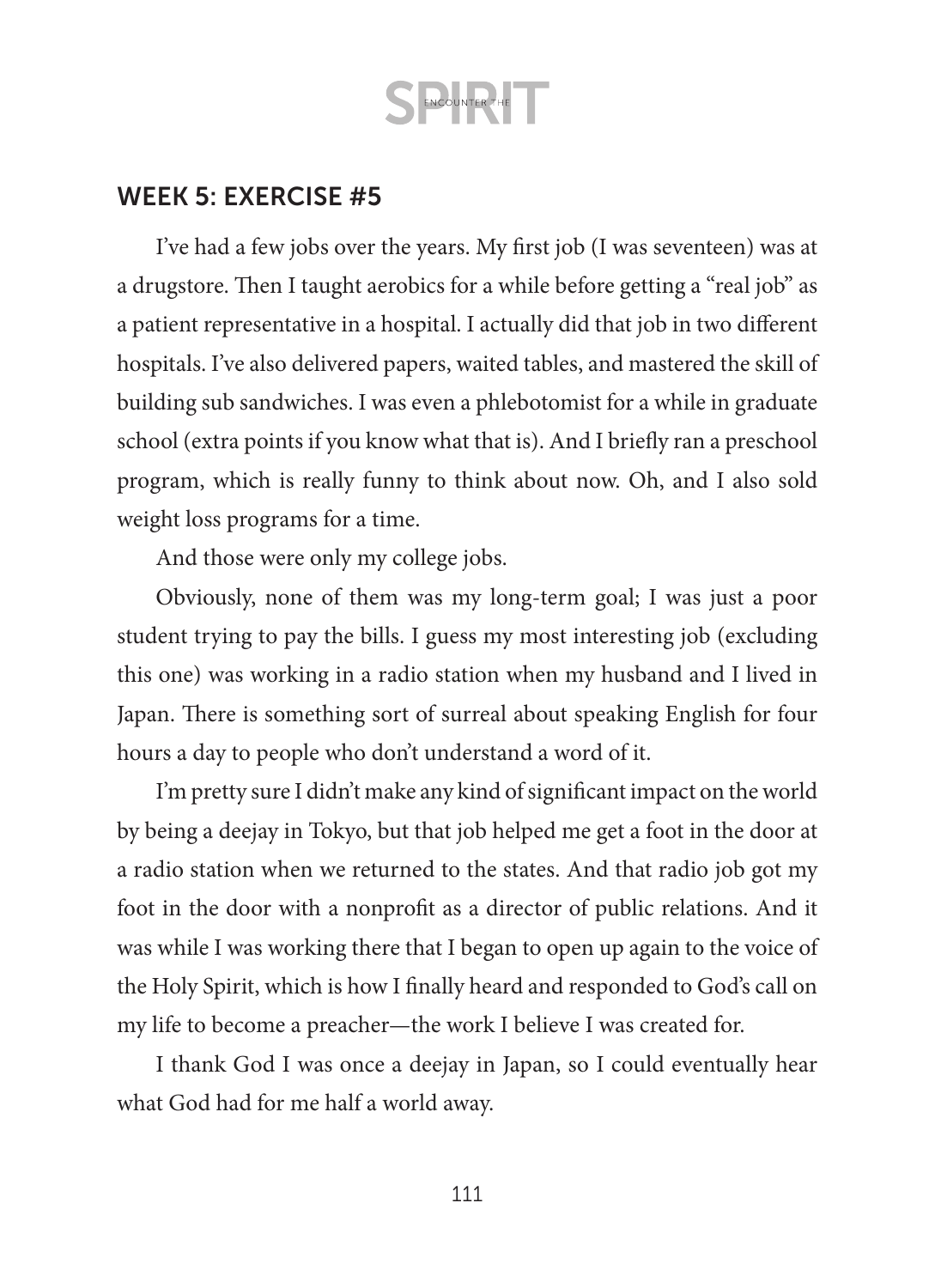## WEEK 5: EXERCISE #5

I've had a few jobs over the years. My first job (I was seventeen) was at a drugstore. Then I taught aerobics for a while before getting a "real job" as a patient representative in a hospital. I actually did that job in two different hospitals. I've also delivered papers, waited tables, and mastered the skill of building sub sandwiches. I was even a phlebotomist for a while in graduate school (extra points if you know what that is). And I briefly ran a preschool program, which is really funny to think about now. Oh, and I also sold weight loss programs for a time.

And those were only my college jobs.

Obviously, none of them was my long-term goal; I was just a poor student trying to pay the bills. I guess my most interesting job (excluding this one) was working in a radio station when my husband and I lived in Japan. There is something sort of surreal about speaking English for four hours a day to people who don't understand a word of it.

I'm pretty sure I didn't make any kind of significant impact on the world by being a deejay in Tokyo, but that job helped me get a foot in the door at a radio station when we returned to the states. And that radio job got my foot in the door with a nonprofit as a director of public relations. And it was while I was working there that I began to open up again to the voice of the Holy Spirit, which is how I finally heard and responded to God's call on my life to become a preacher—the work I believe I was created for.

I thank God I was once a deejay in Japan, so I could eventually hear what God had for me half a world away.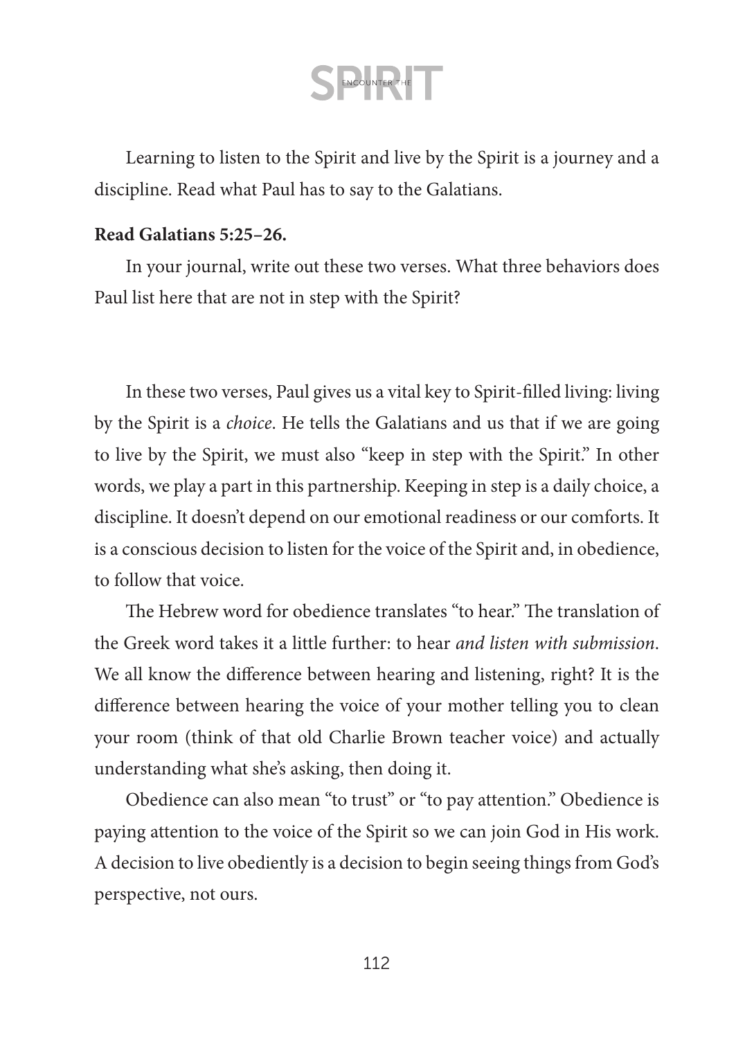Learning to listen to the Spirit and live by the Spirit is a journey and a discipline. Read what Paul has to say to the Galatians.

**Read Galatians 5:25–26.**

In your journal, write out these two verses. What three behaviors does Paul list here that are not in step with the Spirit?

In these two verses, Paul gives us a vital key to Spirit-filled living: living by the Spirit is a *choice*. He tells the Galatians and us that if we are going to live by the Spirit, we must also "keep in step with the Spirit." In other words, we play a part in this partnership. Keeping in step is a daily choice, a discipline. It doesn't depend on our emotional readiness or our comforts. It is a conscious decision to listen for the voice of the Spirit and, in obedience, to follow that voice.

The Hebrew word for obedience translates "to hear." The translation of the Greek word takes it a little further: to hear *and listen with submission*. We all know the difference between hearing and listening, right? It is the difference between hearing the voice of your mother telling you to clean your room (think of that old Charlie Brown teacher voice) and actually understanding what she's asking, then doing it.

Obedience can also mean "to trust" or "to pay attention." Obedience is paying attention to the voice of the Spirit so we can join God in His work. A decision to live obediently is a decision to begin seeing things from God's perspective, not ours.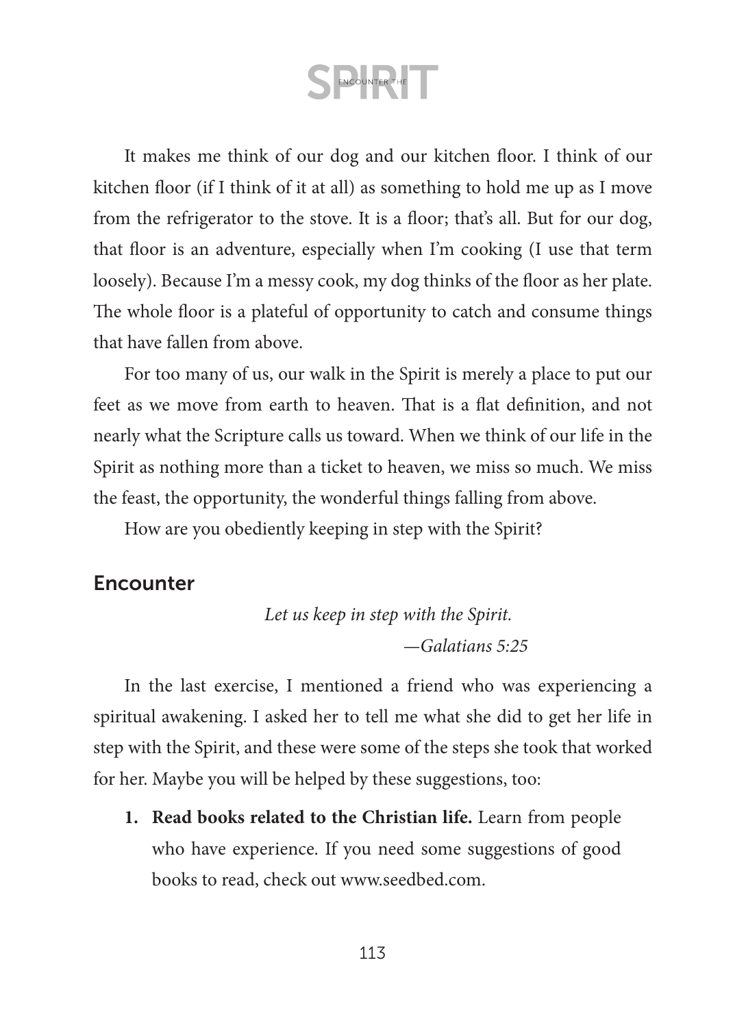It makes me think of our dog and our kitchen floor. I think of our kitchen floor (if I think of it at all) as something to hold me up as I move from the refrigerator to the stove. It is a floor; that's all. But for our dog, that floor is an adventure, especially when I'm cooking (I use that term loosely). Because I'm a messy cook, my dog thinks of the floor as her plate. The whole floor is a plateful of opportunity to catch and consume things that have fallen from above.

For too many of us, our walk in the Spirit is merely a place to put our feet as we move from earth to heaven. That is a flat definition, and not nearly what the Scripture calls us toward. When we think of our life in the Spirit as nothing more than a ticket to heaven, we miss so much. We miss the feast, the opportunity, the wonderful things falling from above.

How are you obediently keeping in step with the Spirit?

## Encounter

*Let us keep in step with the Spirit.*
*—Galatians 5:25*

In the last exercise, I mentioned a friend who was experiencing a spiritual awakening. I asked her to tell me what she did to get her life in step with the Spirit, and these were some of the steps she took that worked for her. Maybe you will be helped by these suggestions, too:

1. **Read books related to the Christian life.** Learn from people who have experience. If you need some suggestions of good books to read, check out www.seedbed.com.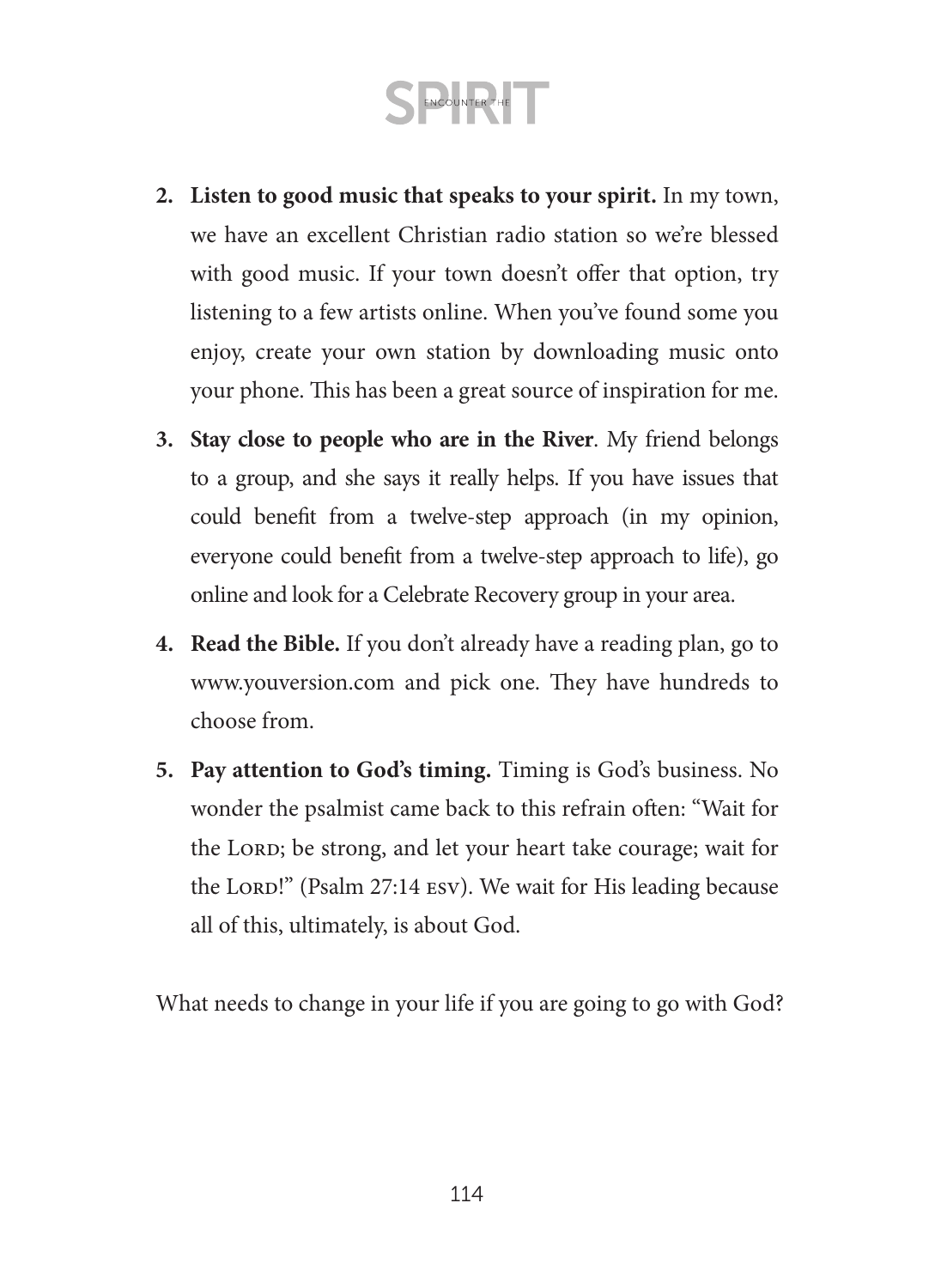2. **Listen to good music that speaks to your spirit.** In my town, we have an excellent Christian radio station so we're blessed with good music. If your town doesn't offer that option, try listening to a few artists online. When you've found some you enjoy, create your own station by downloading music onto your phone. This has been a great source of inspiration for me.
3. **Stay close to people who are in the River**. My friend belongs to a group, and she says it really helps. If you have issues that could benefit from a twelve-step approach (in my opinion, everyone could benefit from a twelve-step approach to life), go online and look for a Celebrate Recovery group in your area.
4. **Read the Bible.** If you don't already have a reading plan, go to www.youversion.com and pick one. They have hundreds to choose from.
5. **Pay attention to God's timing.** Timing is God's business. No wonder the psalmist came back to this refrain often: "Wait for the LORD; be strong, and let your heart take courage; wait for the LORD!" (Psalm 27:14 ESV). We wait for His leading because all of this, ultimately, is about God.

What needs to change in your life if you are going to go with God?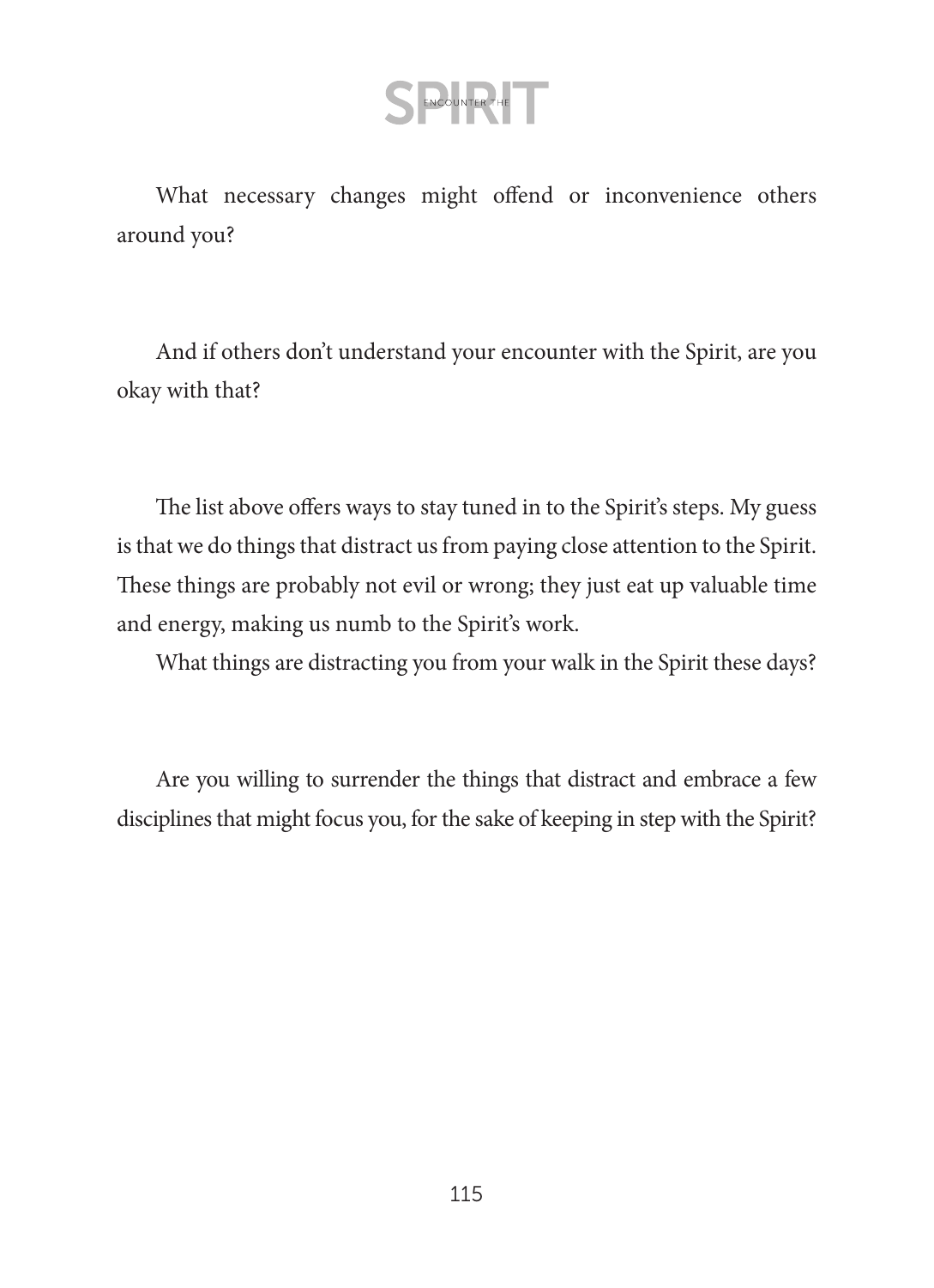What necessary changes might offend or inconvenience others around you?

And if others don't understand your encounter with the Spirit, are you okay with that?

The list above offers ways to stay tuned in to the Spirit's steps. My guess is that we do things that distract us from paying close attention to the Spirit. These things are probably not evil or wrong; they just eat up valuable time and energy, making us numb to the Spirit's work.

What things are distracting you from your walk in the Spirit these days?

Are you willing to surrender the things that distract and embrace a few disciplines that might focus you, for the sake of keeping in step with the Spirit?